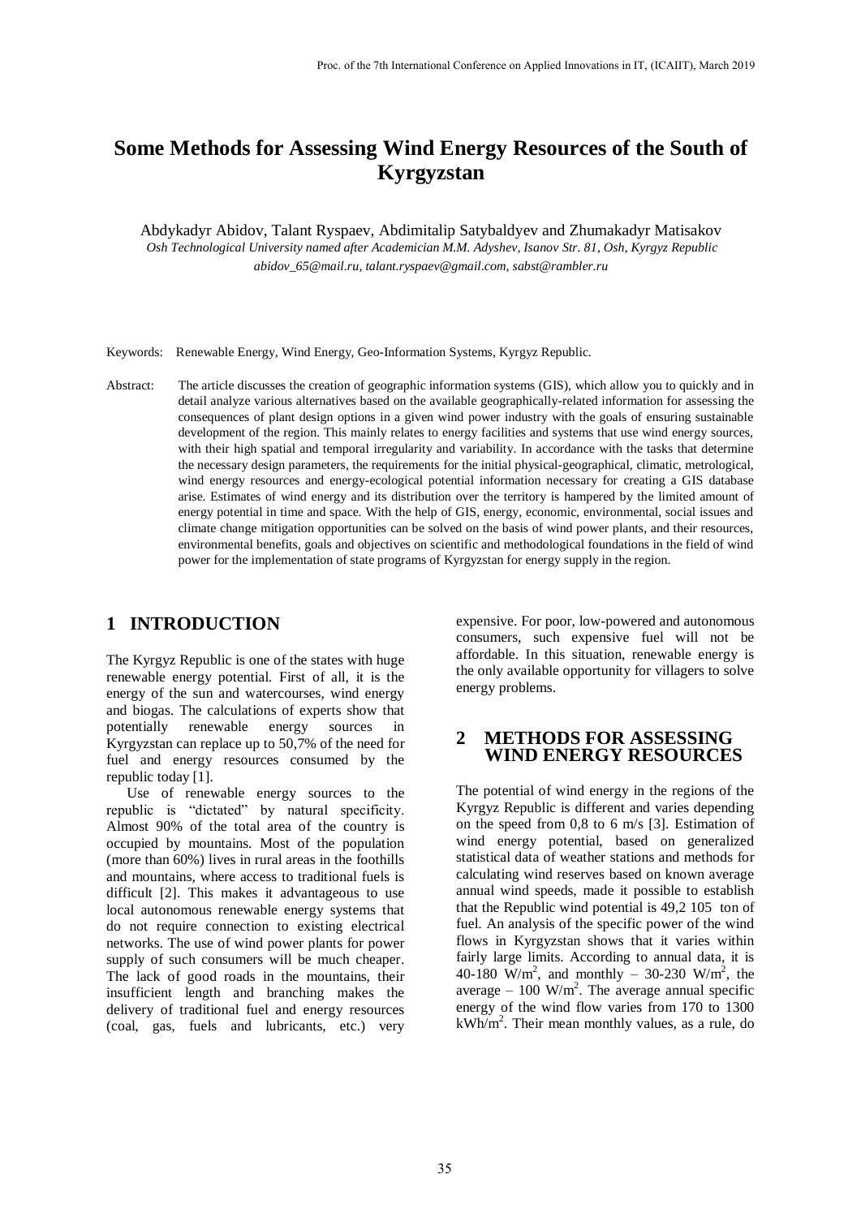# Some Methods for Assessing Wind Energy Resources of the South of Kyrgyzstan

Abdykadyr Abidov, Talant Ryspaev, Abdimitalip Satybaldyev and Zhumakadyr Matisakov

*Osh Technological University named after Academician M.M. Adyshev, Isanov Str. 81, Osh, Kyrgyz Republic*

*abidov_65@mail.ru, talant.ryspaev@gmail.com, sabst@rambler.ru*

Keywords: Renewable Energy, Wind Energy, Geo-Information Systems, Kyrgyz Republic.

Abstract: The article discusses the creation of geographic information systems (GIS), which allow you to quickly and in detail analyze various alternatives based on the available geographically-related information for assessing the consequences of plant design options in a given wind power industry with the goals of ensuring sustainable development of the region. This mainly relates to energy facilities and systems that use wind energy sources, with their high spatial and temporal irregularity and variability. In accordance with the tasks that determine the necessary design parameters, the requirements for the initial physical-geographical, climatic, metrological, wind energy resources and energy-ecological potential information necessary for creating a GIS database arise. Estimates of wind energy and its distribution over the territory is hampered by the limited amount of energy potential in time and space. With the help of GIS, energy, economic, environmental, social issues and climate change mitigation opportunities can be solved on the basis of wind power plants, and their resources, environmental benefits, goals and objectives on scientific and methodological foundations in the field of wind power for the implementation of state programs of Kyrgyzstan for energy supply in the region.

## 1 INTRODUCTION

The Kyrgyz Republic is one of the states with huge renewable energy potential. First of all, it is the energy of the sun and watercourses, wind energy and biogas. The calculations of experts show that potentially renewable energy sources in Kyrgyzstan can replace up to 50,7% of the need for fuel and energy resources consumed by the republic today [1].

Use of renewable energy sources to the republic is "dictated" by natural specificity. Almost 90% of the total area of the country is occupied by mountains. Most of the population (more than 60%) lives in rural areas in the foothills and mountains, where access to traditional fuels is difficult [2]. This makes it advantageous to use local autonomous renewable energy systems that do not require connection to existing electrical networks. The use of wind power plants for power supply of such consumers will be much cheaper. The lack of good roads in the mountains, their insufficient length and branching makes the delivery of traditional fuel and energy resources (coal, gas, fuels and lubricants, etc.) very expensive. For poor, low-powered and autonomous consumers, such expensive fuel will not be affordable. In this situation, renewable energy is the only available opportunity for villagers to solve energy problems.

## 2 METHODS FOR ASSESSING WIND ENERGY RESOURCES

The potential of wind energy in the regions of the Kyrgyz Republic is different and varies depending on the speed from 0,8 to 6 m/s [3]. Estimation of wind energy potential, based on generalized statistical data of weather stations and methods for calculating wind reserves based on known average annual wind speeds, made it possible to establish that the Republic wind potential is 49,2 105 ton of fuel. An analysis of the specific power of the wind flows in Kyrgyzstan shows that it varies within fairly large limits. According to annual data, it is 40-180 $W/m^2$, and monthly – 30-230 $W/m^2$, the average – 100 $W/m^2$. The average annual specific energy of the wind flow varies from 170 to 1300 $kWh/m^2$. Their mean monthly values, as a rule, do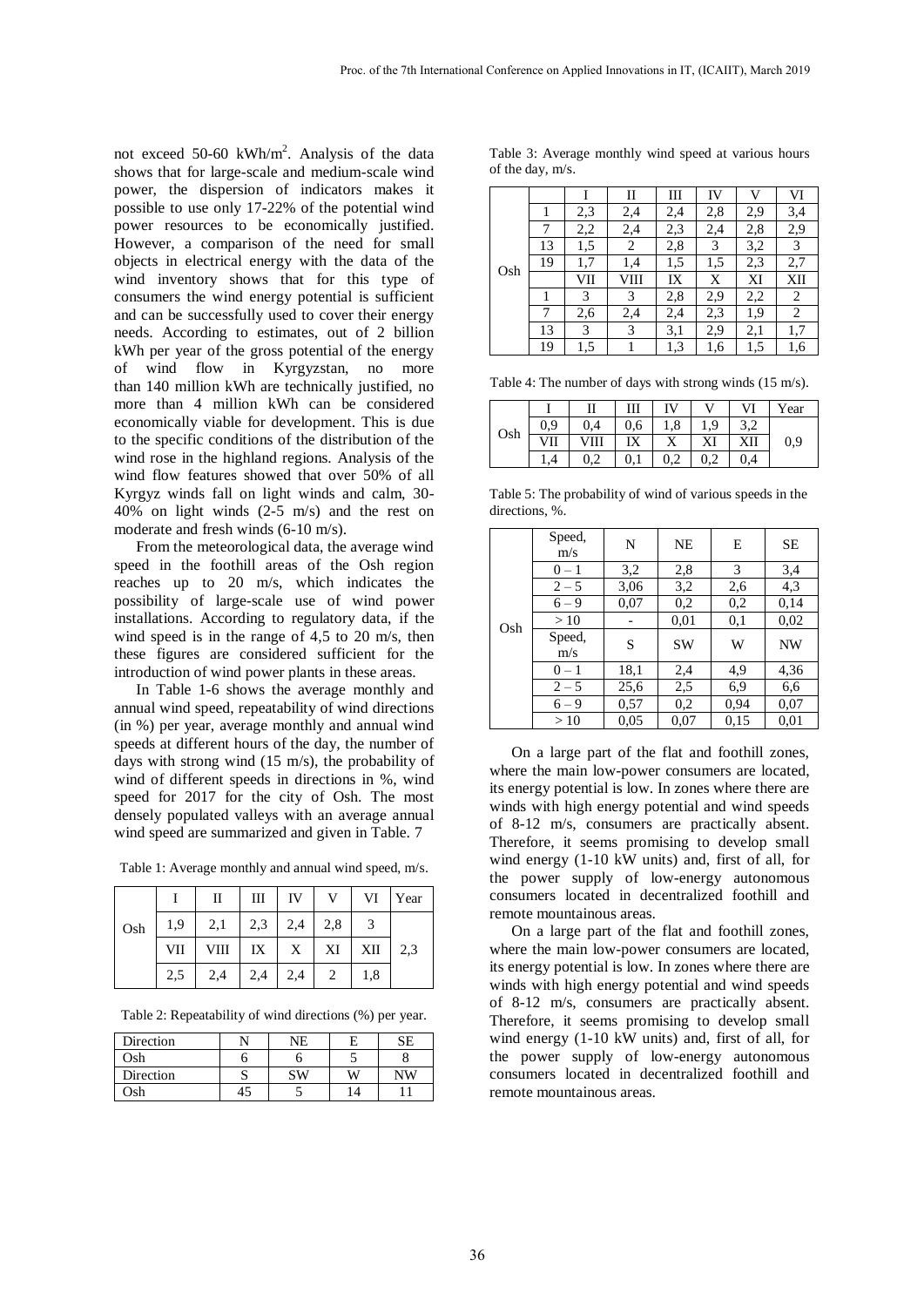not exceed 50-60 kWh/m$^2$. Analysis of the data shows that for large-scale and medium-scale wind power, the dispersion of indicators makes it possible to use only 17-22% of the potential wind power resources to be economically justified. However, a comparison of the need for small objects in electrical energy with the data of the wind inventory shows that for this type of consumers the wind energy potential is sufficient and can be successfully used to cover their energy needs. According to estimates, out of 2 billion kWh per year of the gross potential of the energy of wind flow in Kyrgyzstan, no more than 140 million kWh are technically justified, no more than 4 million kWh can be considered economically viable for development. This is due to the specific conditions of the distribution of the wind rose in the highland regions. Analysis of the wind flow features showed that over 50% of all Kyrgyz winds fall on light winds and calm, 30-40% on light winds (2-5 m/s) and the rest on moderate and fresh winds (6-10 m/s).

From the meteorological data, the average wind speed in the foothill areas of the Osh region reaches up to 20 m/s, which indicates the possibility of large-scale use of wind power installations. According to regulatory data, if the wind speed is in the range of 4,5 to 20 m/s, then these figures are considered sufficient for the introduction of wind power plants in these areas.

In Table 1-6 shows the average monthly and annual wind speed, repeatability of wind directions (in %) per year, average monthly and annual wind speeds at different hours of the day, the number of days with strong wind (15 m/s), the probability of wind of different speeds in directions in %, wind speed for 2017 for the city of Osh. The most densely populated valleys with an average annual wind speed are summarized and given in Table. 7

Table 1: Average monthly and annual wind speed, m/s.

| | I | II | III | IV | V | VI | Year |
|---|---|---|---|---|---|---|---|
| Osh | 1,9 | 2,1 | 2,3 | 2,4 | 2,8 | 3 | 2,3 |
| | VII | VIII | IX | X | XI | XII | |
| | 2,5 | 2,4 | 2,4 | 2,4 | 2 | 1,8 | |

Table 2: Repeatability of wind directions (%) per year.

| Direction | N | NE | E | SE |
|---|---|---|---|---|
| Osh | 6 | 6 | 5 | 8 |
| Direction | S | SW | W | NW |
| Osh | 45 | 5 | 14 | 11 |

Table 3: Average monthly wind speed at various hours of the day, m/s.

| | | I | II | III | IV | V | VI |
|---|---|---|---|---|---|---|---|
| Osh | 1 | 2,3 | 2,4 | 2,4 | 2,8 | 2,9 | 3,4 |
| | 7 | 2,2 | 2,4 | 2,3 | 2,4 | 2,8 | 2,9 |
| | 13 | 1,5 | 2 | 2,8 | 3 | 3,2 | 3 |
| | 19 | 1,7 | 1,4 | 1,5 | 1,5 | 2,3 | 2,7 |
| | | VII | VIII | IX | X | XI | XII |
| | 1 | 3 | 3 | 2,8 | 2,9 | 2,2 | 2 |
| | 7 | 2,6 | 2,4 | 2,4 | 2,3 | 1,9 | 2 |
| | 13 | 3 | 3 | 3,1 | 2,9 | 2,1 | 1,7 |
| | 19 | 1,5 | 1 | 1,3 | 1,6 | 1,5 | 1,6 |

Table 4: The number of days with strong winds (15 m/s).

| | I | II | III | IV | V | VI | Year |
|---|---|---|---|---|---|---|---|
| Osh | 0,9 | 0,4 | 0,6 | 1,8 | 1,9 | 3,2 | 0,9 |
| | VII | VIII | IX | X | XI | XII | |
| | 1,4 | 0,2 | 0,1 | 0,2 | 0,2 | 0,4 | |

Table 5: The probability of wind of various speeds in the directions, %.

| | Speed, m/s | N | NE | E | SE |
|---|---|---|---|---|---|
| Osh | 0 – 1 | 3,2 | 2,8 | 3 | 3,4 |
| | 2 – 5 | 3,06 | 3,2 | 2,6 | 4,3 |
| | 6 – 9 | 0,07 | 0,2 | 0,2 | 0,14 |
| | > 10 | - | 0,01 | 0,1 | 0,02 |
| | Speed, m/s | S | SW | W | NW |
| | 0 – 1 | 18,1 | 2,4 | 4,9 | 4,36 |
| | 2 – 5 | 25,6 | 2,5 | 6,9 | 6,6 |
| | 6 – 9 | 0,57 | 0,2 | 0,94 | 0,07 |
| | > 10 | 0,05 | 0,07 | 0,15 | 0,01 |

On a large part of the flat and foothill zones, where the main low-power consumers are located, its energy potential is low. In zones where there are winds with high energy potential and wind speeds of 8-12 m/s, consumers are practically absent. Therefore, it seems promising to develop small wind energy (1-10 kW units) and, first of all, for the power supply of low-energy autonomous consumers located in decentralized foothill and remote mountainous areas.

On a large part of the flat and foothill zones, where the main low-power consumers are located, its energy potential is low. In zones where there are winds with high energy potential and wind speeds of 8-12 m/s, consumers are practically absent. Therefore, it seems promising to develop small wind energy (1-10 kW units) and, first of all, for the power supply of low-energy autonomous consumers located in decentralized foothill and remote mountainous areas.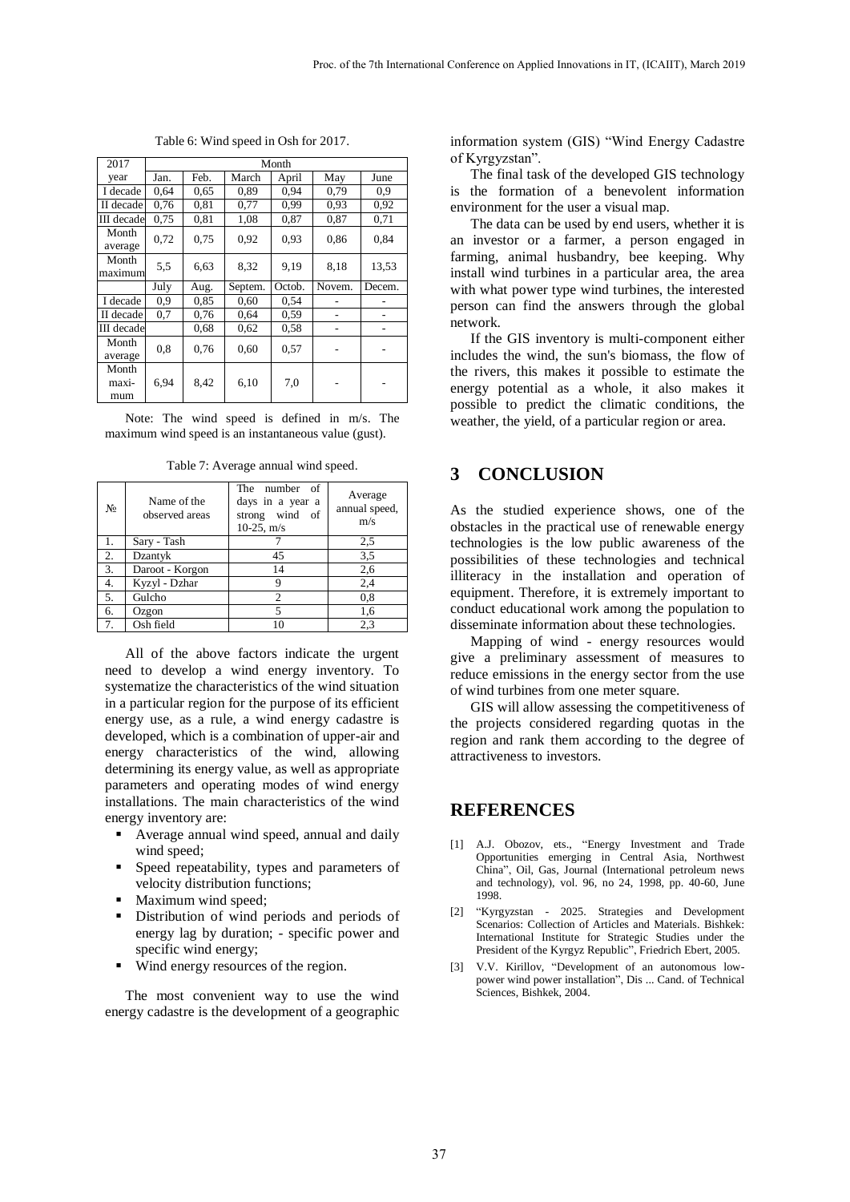Table 6: Wind speed in Osh for 2017.

| 2017 year | Month | | | | | |
|---|---|---|---|---|---|---|
| | Jan. | Feb. | March | April | May | June |
| I decade | 0,64 | 0,65 | 0,89 | 0,94 | 0,79 | 0,9 |
| II decade | 0,76 | 0,81 | 0,77 | 0,99 | 0,93 | 0,92 |
| III decade | 0,75 | 0,81 | 1,08 | 0,87 | 0,87 | 0,71 |
| Month average | 0,72 | 0,75 | 0,92 | 0,93 | 0,86 | 0,84 |
| Month maximum | 5,5 | 6,63 | 8,32 | 9,19 | 8,18 | 13,53 |
| | July | Aug. | Septem. | Octob. | Novem. | Decem. |
| I decade | 0,9 | 0,85 | 0,60 | 0,54 | - | - |
| II decade | 0,7 | 0,76 | 0,64 | 0,59 | - | - |
| III decade | | 0,68 | 0,62 | 0,58 | - | - |
| Month average | 0,8 | 0,76 | 0,60 | 0,57 | - | - |
| Month maxi-mum | 6,94 | 8,42 | 6,10 | 7,0 | - | - |

Note: The wind speed is defined in m/s. The maximum wind speed is an instantaneous value (gust).

Table 7: Average annual wind speed.

| № | Name of the observed areas | The number of days in a year a strong wind of 10-25, m/s | Average annual speed, m/s |
|---|---|---|---|
| 1. | Sary - Tash | 7 | 2,5 |
| 2. | Dzantyk | 45 | 3,5 |
| 3. | Daroot - Korgon | 14 | 2,6 |
| 4. | Kyzyl - Dzhar | 9 | 2,4 |
| 5. | Gulcho | 2 | 0,8 |
| 6. | Ozgon | 5 | 1,6 |
| 7. | Osh field | 10 | 2,3 |

All of the above factors indicate the urgent need to develop a wind energy inventory. To systematize the characteristics of the wind situation in a particular region for the purpose of its efficient energy use, as a rule, a wind energy cadastre is developed, which is a combination of upper-air and energy characteristics of the wind, allowing determining its energy value, as well as appropriate parameters and operating modes of wind energy installations. The main characteristics of the wind energy inventory are:

- Average annual wind speed, annual and daily wind speed;
- Speed repeatability, types and parameters of velocity distribution functions;
- Maximum wind speed;
- Distribution of wind periods and periods of energy lag by duration; - specific power and specific wind energy;
- Wind energy resources of the region.

The most convenient way to use the wind energy cadastre is the development of a geographic information system (GIS) "Wind Energy Cadastre of Kyrgyzstan".

The final task of the developed GIS technology is the formation of a benevolent information environment for the user a visual map.

The data can be used by end users, whether it is an investor or a farmer, a person engaged in farming, animal husbandry, bee keeping. Why install wind turbines in a particular area, the area with what power type wind turbines, the interested person can find the answers through the global network.

If the GIS inventory is multi-component either includes the wind, the sun's biomass, the flow of the rivers, this makes it possible to estimate the energy potential as a whole, it also makes it possible to predict the climatic conditions, the weather, the yield, of a particular region or area.

## 3 CONCLUSION

As the studied experience shows, one of the obstacles in the practical use of renewable energy technologies is the low public awareness of the possibilities of these technologies and technical illiteracy in the installation and operation of equipment. Therefore, it is extremely important to conduct educational work among the population to disseminate information about these technologies.

Mapping of wind - energy resources would give a preliminary assessment of measures to reduce emissions in the energy sector from the use of wind turbines from one meter square.

GIS will allow assessing the competitiveness of the projects considered regarding quotas in the region and rank them according to the degree of attractiveness to investors.

## REFERENCES

[1] A.J. Obozov, ets., "Energy Investment and Trade Opportunities emerging in Central Asia, Northwest China", Oil, Gas, Journal (International petroleum news and technology), vol. 96, no 24, 1998, pp. 40-60, June 1998.

[2] "Kyrgyzstan - 2025. Strategies and Development Scenarios: Collection of Articles and Materials. Bishkek: International Institute for Strategic Studies under the President of the Kyrgyz Republic", Friedrich Ebert, 2005.

[3] V.V. Kirillov, "Development of an autonomous low-power wind power installation", Dis ... Cand. of Technical Sciences, Bishkek, 2004.